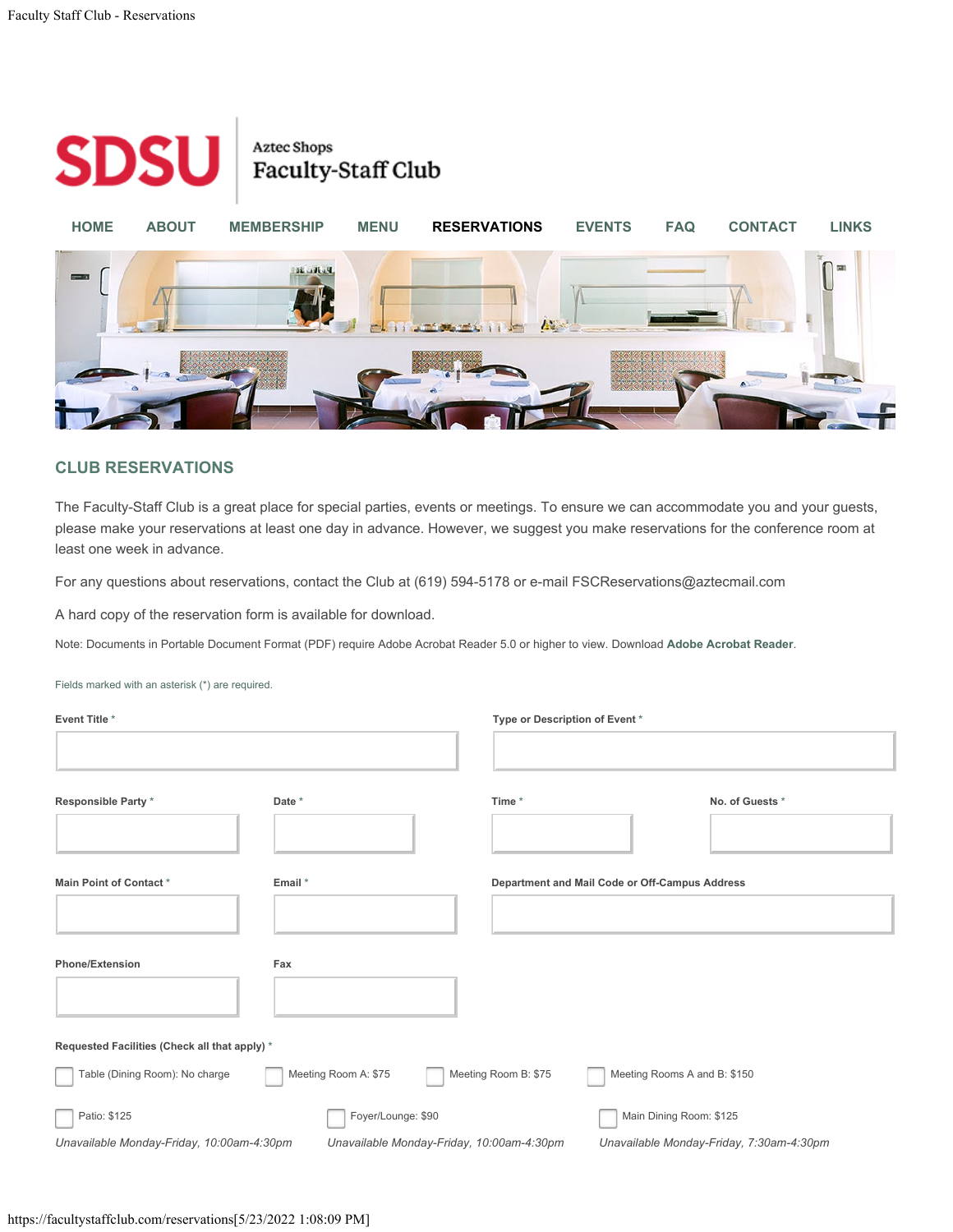SDSU | Aztec Shops Faculty-Staff Club

HOME ABOUT MEMBERSHIP MENU **RESERVATIONS** EVENTS FAQ CONTACT LINKS

## CLUB RESERVATIONS

The Faculty-Staff Club is a great place for special parties, events or meetings. To ensure we can accommodate you and your guests, please make your reservations at least one day in advance. However, we suggest you make reservations for the conference room at least one week in advance.

For any questions about reservations, contact the Club at (619) 594-5178 or e-mail FSCReservations@aztecmail.com

A hard copy of the reservation form is available for download.

Note: Documents in Portable Document Format (PDF) require Adobe Acrobat Reader 5.0 or higher to view. Download **Adobe Acrobat Reader**.

Fields marked with an asterisk (*) are required.

**Event Title** *

**Type or Description of Event** *

**Responsible Party** *

**Date** *

**Time** *

**No. of Guests** *

**Main Point of Contact** *

**Email** *

**Department and Mail Code or Off-Campus Address**

**Phone/Extension**

**Fax**

**Requested Facilities (Check all that apply)** *

- ☐ Table (Dining Room): No charge
- ☐ Meeting Room A: $75
- ☐ Meeting Room B: $75
- ☐ Meeting Rooms A and B: $150
- ☐ Patio: $125
  *Unavailable Monday-Friday, 10:00am-4:30pm*
- ☐ Foyer/Lounge: $90
  *Unavailable Monday-Friday, 10:00am-4:30pm*
- ☐ Main Dining Room: $125
  *Unavailable Monday-Friday, 7:30am-4:30pm*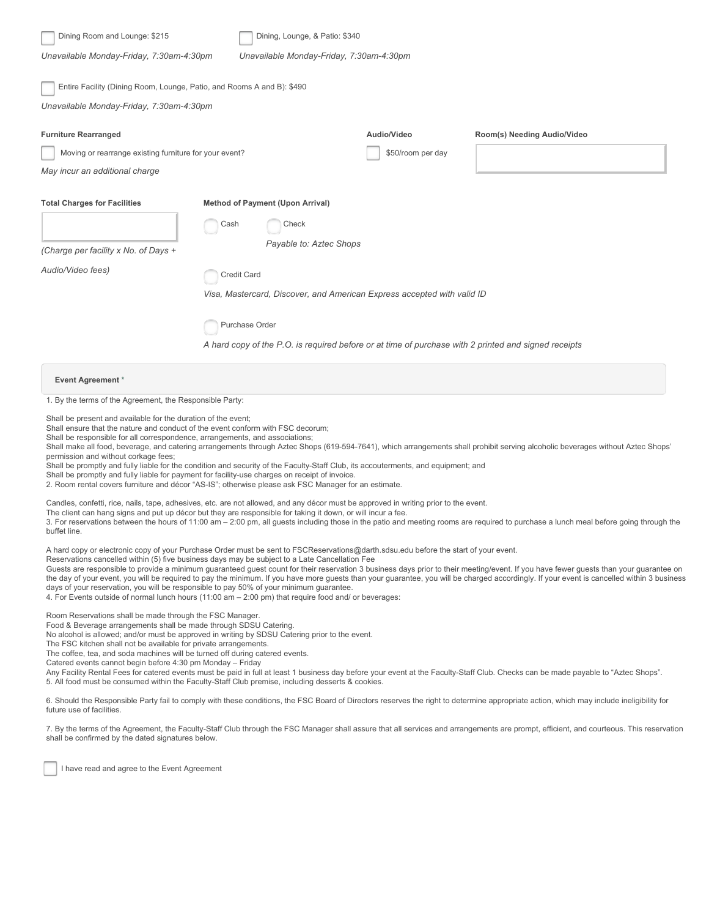- [ ] Dining Room and Lounge: $215

*Unavailable Monday-Friday, 7:30am-4:30pm*

- [ ] Dining, Lounge, & Patio: $340

*Unavailable Monday-Friday, 7:30am-4:30pm*

- [ ] Entire Facility (Dining Room, Lounge, Patio, and Rooms A and B): $490

*Unavailable Monday-Friday, 7:30am-4:30pm*

**Furniture Rearranged**

- [ ] Moving or rearrange existing furniture for your event?

*May incur an additional charge*

**Audio/Video**

- [ ] $50/room per day

**Room(s) Needing Audio/Video**

**Total Charges for Facilities**

*(Charge per facility x No. of Days + Audio/Video fees)*

**Method of Payment (Upon Arrival)**

- ( ) Cash
- ( ) Check

*Payable to: Aztec Shops*

- ( ) Credit Card

*Visa, Mastercard, Discover, and American Express accepted with valid ID*

- ( ) Purchase Order

*A hard copy of the P.O. is required before or at time of purchase with 2 printed and signed receipts*

**Event Agreement** *

1. By the terms of the Agreement, the Responsible Party:

Shall be present and available for the duration of the event;
Shall ensure that the nature and conduct of the event conform with FSC decorum;
Shall be responsible for all correspondence, arrangements, and associations;
Shall make all food, beverage, and catering arrangements through Aztec Shops (619-594-7641), which arrangements shall prohibit serving alcoholic beverages without Aztec Shops' permission and without corkage fees;
Shall be promptly and fully liable for the condition and security of the Faculty-Staff Club, its accouterments, and equipment; and
Shall be promptly and fully liable for payment for facility-use charges on receipt of invoice.

2. Room rental covers furniture and décor "AS-IS"; otherwise please ask FSC Manager for an estimate.

Candles, confetti, rice, nails, tape, adhesives, etc. are not allowed, and any décor must be approved in writing prior to the event.
The client can hang signs and put up décor but they are responsible for taking it down, or will incur a fee.

3. For reservations between the hours of 11:00 am – 2:00 pm, all guests including those in the patio and meeting rooms are required to purchase a lunch meal before going through the buffet line.

A hard copy or electronic copy of your Purchase Order must be sent to FSCReservations@darth.sdsu.edu before the start of your event.
Reservations cancelled within (5) five business days may be subject to a Late Cancellation Fee
Guests are responsible to provide a minimum guaranteed guest count for their reservation 3 business days prior to their meeting/event. If you have fewer guests than your guarantee on the day of your event, you will be required to pay the minimum. If you have more guests than your guarantee, you will be charged accordingly. If your event is cancelled within 3 business days of your reservation, you will be responsible to pay 50% of your minimum guarantee.

4. For Events outside of normal lunch hours (11:00 am – 2:00 pm) that require food and/ or beverages:

Room Reservations shall be made through the FSC Manager.
Food & Beverage arrangements shall be made through SDSU Catering.
No alcohol is allowed; and/or must be approved in writing by SDSU Catering prior to the event.
The FSC kitchen shall not be available for private arrangements.
The coffee, tea, and soda machines will be turned off during catered events.
Catered events cannot begin before 4:30 pm Monday – Friday
Any Facility Rental Fees for catered events must be paid in full at least 1 business day before your event at the Faculty-Staff Club. Checks can be made payable to "Aztec Shops".

5. All food must be consumed within the Faculty-Staff Club premise, including desserts & cookies.

6. Should the Responsible Party fail to comply with these conditions, the FSC Board of Directors reserves the right to determine appropriate action, which may include ineligibility for future use of facilities.

7. By the terms of the Agreement, the Faculty-Staff Club through the FSC Manager shall assure that all services and arrangements are prompt, efficient, and courteous. This reservation shall be confirmed by the dated signatures below.

- [ ] I have read and agree to the Event Agreement